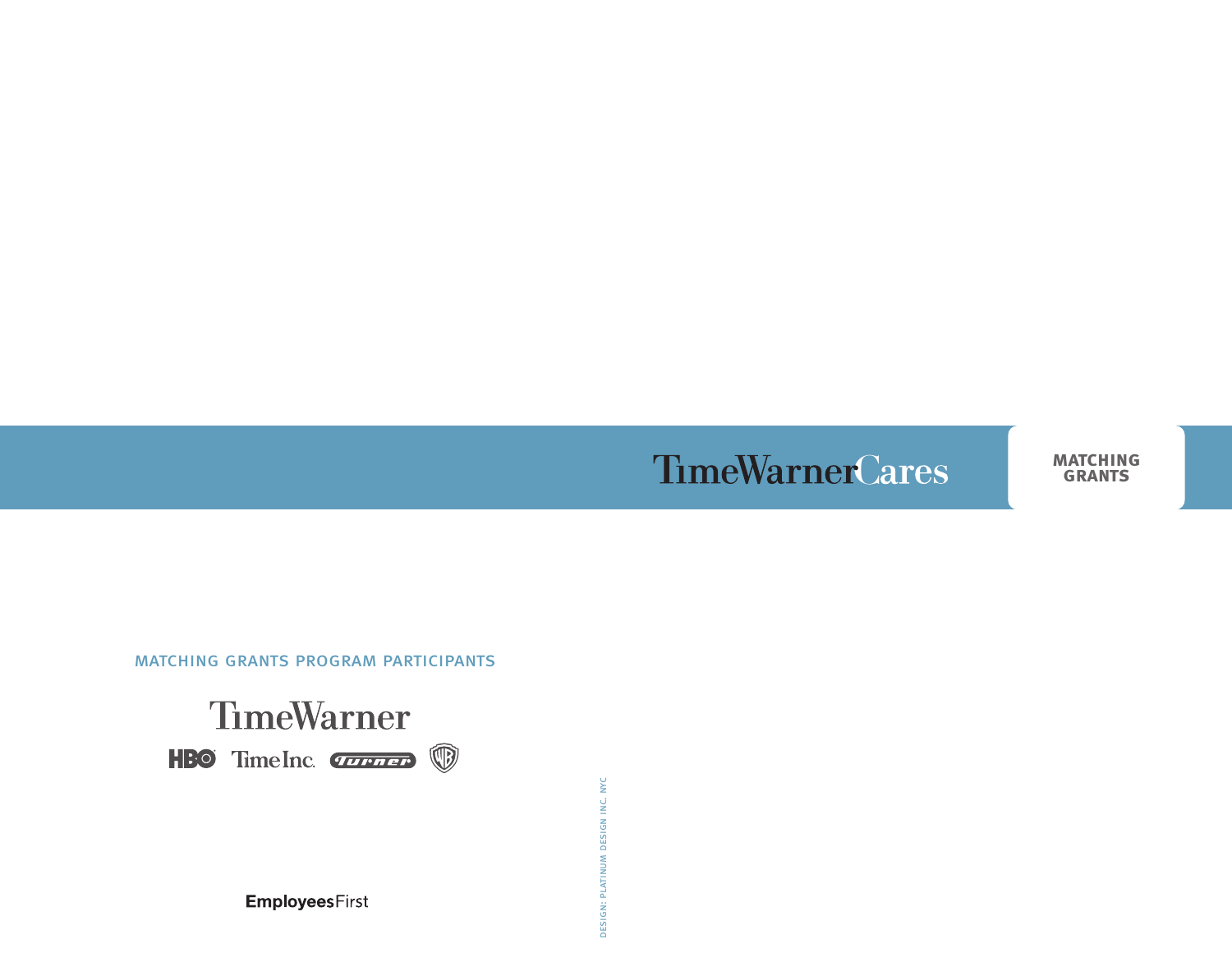TimeWarnerCares

**MATCHING GRANTS**

MATCHING GRANTS PROGRAM PARTICIPANTS

TimeWarner

HBO TimeInc. Turner WB

EmployeesFirst

DESIGN: PLATINUM DESIGN INC, NYC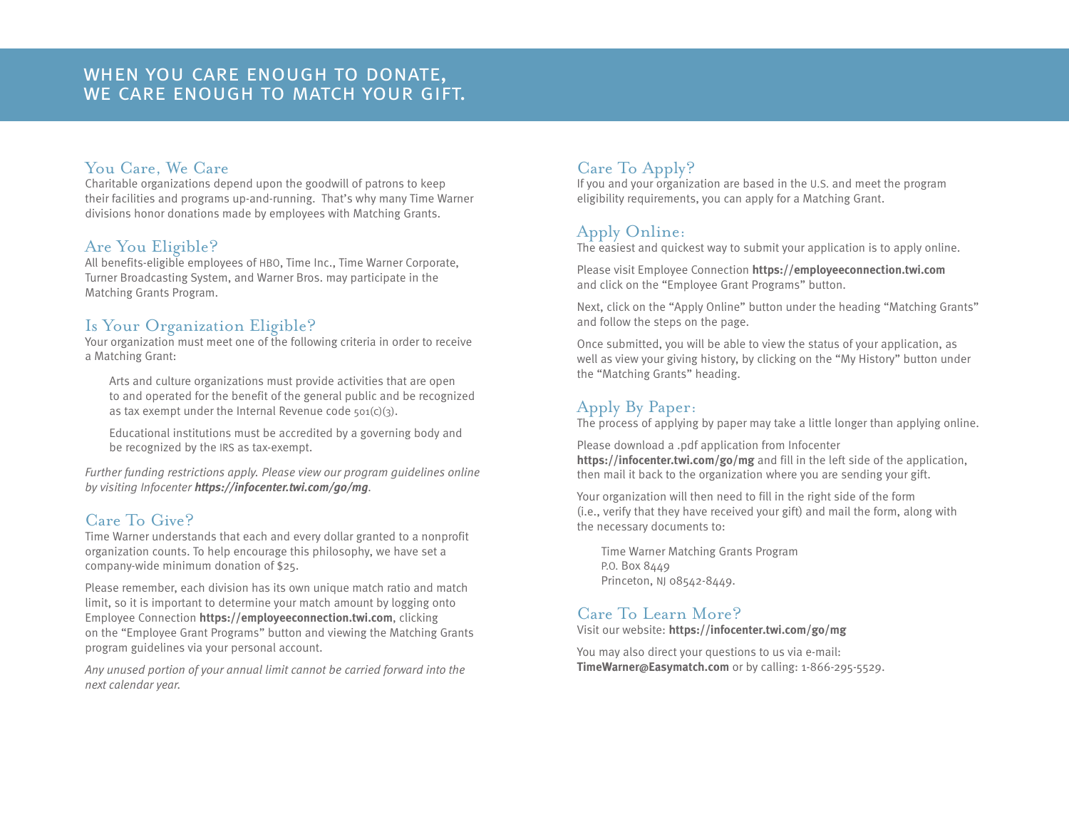# WHEN YOU CARE ENOUGH TO DONATE, WE CARE ENOUGH TO MATCH YOUR GIFT.

## You Care, We Care

Charitable organizations depend upon the goodwill of patrons to keep their facilities and programs up-and-running. That's why many Time Warner divisions honor donations made by employees with Matching Grants.

## Are You Eligible?

All benefits-eligible employees of HBO, Time Inc., Time Warner Corporate, Turner Broadcasting System, and Warner Bros. may participate in the Matching Grants Program.

## Is Your Organization Eligible?

Your organization must meet one of the following criteria in order to receive a Matching Grant:

> Arts and culture organizations must provide activities that are open to and operated for the benefit of the general public and be recognized as tax exempt under the Internal Revenue code 501(c)(3).
>
> Educational institutions must be accredited by a governing body and be recognized by the IRS as tax-exempt.

*Further funding restrictions apply. Please view our program guidelines online by visiting Infocenter **https://infocenter.twi.com/go/mg**.*

## Care To Give?

Time Warner understands that each and every dollar granted to a nonprofit organization counts. To help encourage this philosophy, we have set a company-wide minimum donation of $25.

Please remember, each division has its own unique match ratio and match limit, so it is important to determine your match amount by logging onto Employee Connection **https://employeeconnection.twi.com**, clicking on the "Employee Grant Programs" button and viewing the Matching Grants program guidelines via your personal account.

*Any unused portion of your annual limit cannot be carried forward into the next calendar year.*

## Care To Apply?

If you and your organization are based in the U.S. and meet the program eligibility requirements, you can apply for a Matching Grant.

## Apply Online:

The easiest and quickest way to submit your application is to apply online.

Please visit Employee Connection **https://employeeconnection.twi.com** and click on the "Employee Grant Programs" button.

Next, click on the "Apply Online" button under the heading "Matching Grants" and follow the steps on the page.

Once submitted, you will be able to view the status of your application, as well as view your giving history, by clicking on the "My History" button under the "Matching Grants" heading.

## Apply By Paper:

The process of applying by paper may take a little longer than applying online.

Please download a .pdf application from Infocenter **https://infocenter.twi.com/go/mg** and fill in the left side of the application, then mail it back to the organization where you are sending your gift.

Your organization will then need to fill in the right side of the form (i.e., verify that they have received your gift) and mail the form, along with the necessary documents to:

> Time Warner Matching Grants Program
> P.O. Box 8449
> Princeton, NJ 08542-8449.

## Care To Learn More?

Visit our website: **https://infocenter.twi.com/go/mg**

You may also direct your questions to us via e-mail: **TimeWarner@Easymatch.com** or by calling: 1-866-295-5529.